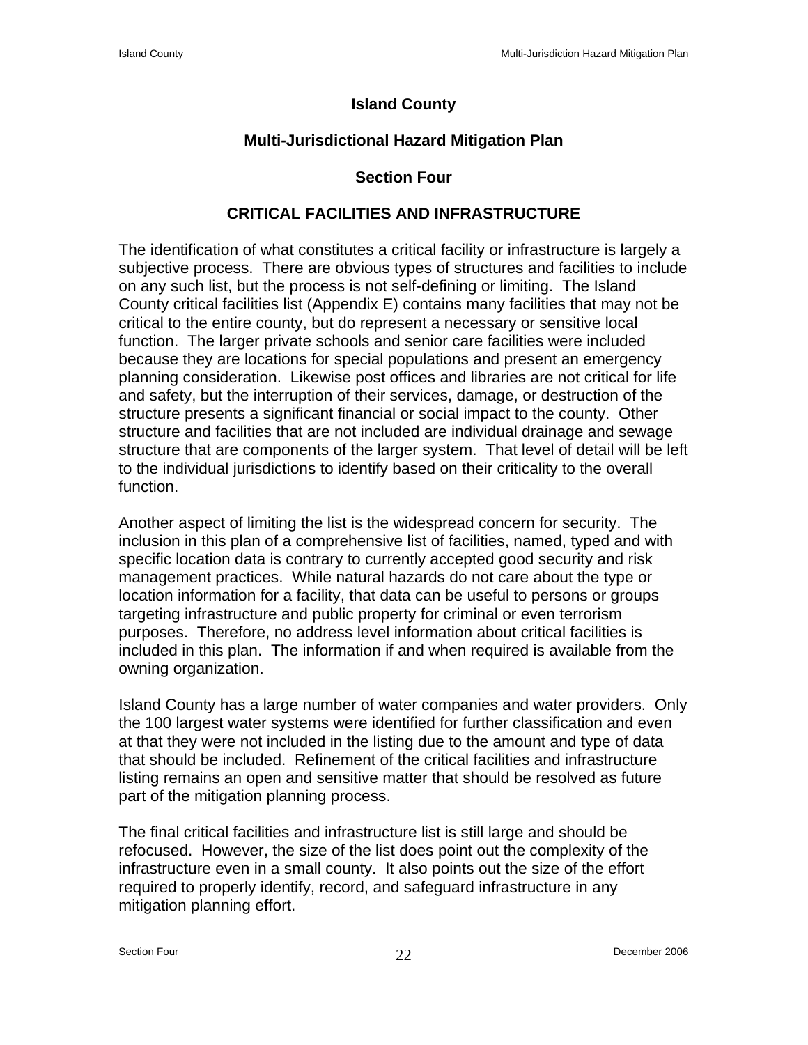# Island County

## Multi-Jurisdictional Hazard Mitigation Plan

## Section Four

## CRITICAL FACILITIES AND INFRASTRUCTURE

The identification of what constitutes a critical facility or infrastructure is largely a subjective process. There are obvious types of structures and facilities to include on any such list, but the process is not self-defining or limiting. The Island County critical facilities list (Appendix E) contains many facilities that may not be critical to the entire county, but do represent a necessary or sensitive local function. The larger private schools and senior care facilities were included because they are locations for special populations and present an emergency planning consideration. Likewise post offices and libraries are not critical for life and safety, but the interruption of their services, damage, or destruction of the structure presents a significant financial or social impact to the county. Other structure and facilities that are not included are individual drainage and sewage structure that are components of the larger system. That level of detail will be left to the individual jurisdictions to identify based on their criticality to the overall function.

Another aspect of limiting the list is the widespread concern for security. The inclusion in this plan of a comprehensive list of facilities, named, typed and with specific location data is contrary to currently accepted good security and risk management practices. While natural hazards do not care about the type or location information for a facility, that data can be useful to persons or groups targeting infrastructure and public property for criminal or even terrorism purposes. Therefore, no address level information about critical facilities is included in this plan. The information if and when required is available from the owning organization.

Island County has a large number of water companies and water providers. Only the 100 largest water systems were identified for further classification and even at that they were not included in the listing due to the amount and type of data that should be included. Refinement of the critical facilities and infrastructure listing remains an open and sensitive matter that should be resolved as future part of the mitigation planning process.

The final critical facilities and infrastructure list is still large and should be refocused. However, the size of the list does point out the complexity of the infrastructure even in a small county. It also points out the size of the effort required to properly identify, record, and safeguard infrastructure in any mitigation planning effort.